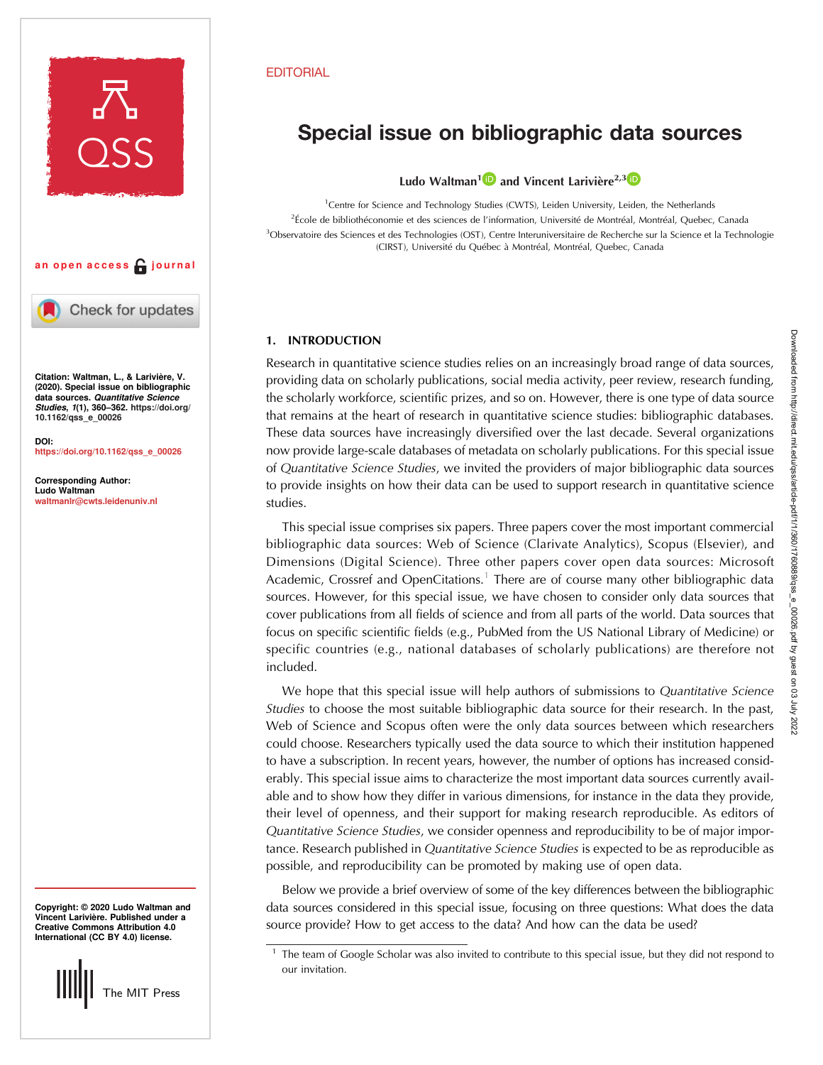EDITORIAL

# Special issue on bibliographic data sources

**Ludo Waltman**[1] **and Vincent Larivière**[2,3]

[1]Centre for Science and Technology Studies (CWTS), Leiden University, Leiden, the Netherlands

[2]École de bibliothéconomie et des sciences de l'information, Université de Montréal, Montréal, Quebec, Canada

[3]Observatoire des Sciences et des Technologies (OST), Centre Interuniversitaire de Recherche sur la Science et la Technologie (CIRST), Université du Québec à Montréal, Montréal, Quebec, Canada

an open access journal

**Citation:** Waltman, L., & Larivière, V. (2020). Special issue on bibliographic data sources. *Quantitative Science Studies*, *1*(1), 360–362. https://doi.org/10.1162/qss_e_00026

**DOI:** https://doi.org/10.1162/qss_e_00026

**Corresponding Author:** Ludo Waltman waltmanlr@cwts.leidenuniv.nl

**Copyright:** © 2020 Ludo Waltman and Vincent Larivière. Published under a Creative Commons Attribution 4.0 International (CC BY 4.0) license.

## 1. INTRODUCTION

Research in quantitative science studies relies on an increasingly broad range of data sources, providing data on scholarly publications, social media activity, peer review, research funding, the scholarly workforce, scientific prizes, and so on. However, there is one type of data source that remains at the heart of research in quantitative science studies: bibliographic databases. These data sources have increasingly diversified over the last decade. Several organizations now provide large-scale databases of metadata on scholarly publications. For this special issue of *Quantitative Science Studies*, we invited the providers of major bibliographic data sources to provide insights on how their data can be used to support research in quantitative science studies.

This special issue comprises six papers. Three papers cover the most important commercial bibliographic data sources: Web of Science (Clarivate Analytics), Scopus (Elsevier), and Dimensions (Digital Science). Three other papers cover open data sources: Microsoft Academic, Crossref and OpenCitations.[1] There are of course many other bibliographic data sources. However, for this special issue, we have chosen to consider only data sources that cover publications from all fields of science and from all parts of the world. Data sources that focus on specific scientific fields (e.g., PubMed from the US National Library of Medicine) or specific countries (e.g., national databases of scholarly publications) are therefore not included.

We hope that this special issue will help authors of submissions to *Quantitative Science Studies* to choose the most suitable bibliographic data source for their research. In the past, Web of Science and Scopus often were the only data sources between which researchers could choose. Researchers typically used the data source to which their institution happened to have a subscription. In recent years, however, the number of options has increased considerably. This special issue aims to characterize the most important data sources currently available and to show how they differ in various dimensions, for instance in the data they provide, their level of openness, and their support for making research reproducible. As editors of *Quantitative Science Studies*, we consider openness and reproducibility to be of major importance. Research published in *Quantitative Science Studies* is expected to be as reproducible as possible, and reproducibility can be promoted by making use of open data.

Below we provide a brief overview of some of the key differences between the bibliographic data sources considered in this special issue, focusing on three questions: What does the data source provide? How to get access to the data? And how can the data be used?

[1] The team of Google Scholar was also invited to contribute to this special issue, but they did not respond to our invitation.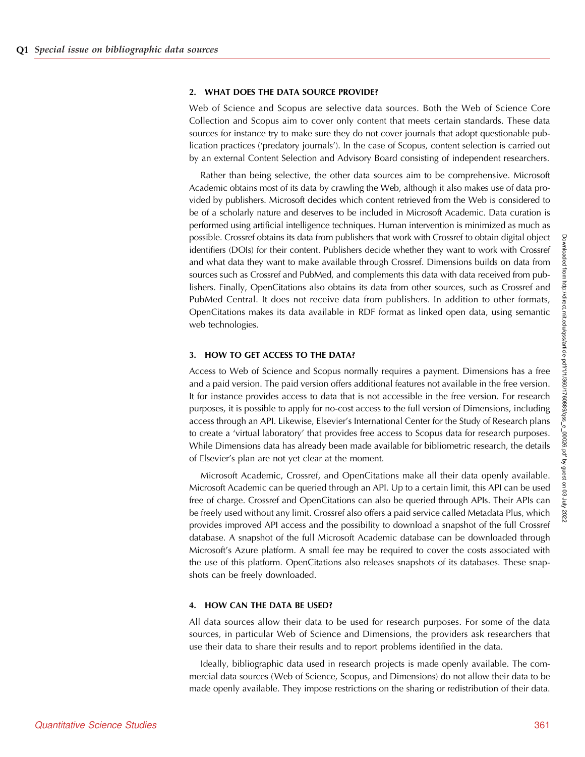## 2. WHAT DOES THE DATA SOURCE PROVIDE?

Web of Science and Scopus are selective data sources. Both the Web of Science Core Collection and Scopus aim to cover only content that meets certain standards. These data sources for instance try to make sure they do not cover journals that adopt questionable publication practices ('predatory journals'). In the case of Scopus, content selection is carried out by an external Content Selection and Advisory Board consisting of independent researchers.

Rather than being selective, the other data sources aim to be comprehensive. Microsoft Academic obtains most of its data by crawling the Web, although it also makes use of data provided by publishers. Microsoft decides which content retrieved from the Web is considered to be of a scholarly nature and deserves to be included in Microsoft Academic. Data curation is performed using artificial intelligence techniques. Human intervention is minimized as much as possible. Crossref obtains its data from publishers that work with Crossref to obtain digital object identifiers (DOIs) for their content. Publishers decide whether they want to work with Crossref and what data they want to make available through Crossref. Dimensions builds on data from sources such as Crossref and PubMed, and complements this data with data received from publishers. Finally, OpenCitations also obtains its data from other sources, such as Crossref and PubMed Central. It does not receive data from publishers. In addition to other formats, OpenCitations makes its data available in RDF format as linked open data, using semantic web technologies.

## 3. HOW TO GET ACCESS TO THE DATA?

Access to Web of Science and Scopus normally requires a payment. Dimensions has a free and a paid version. The paid version offers additional features not available in the free version. It for instance provides access to data that is not accessible in the free version. For research purposes, it is possible to apply for no-cost access to the full version of Dimensions, including access through an API. Likewise, Elsevier's International Center for the Study of Research plans to create a 'virtual laboratory' that provides free access to Scopus data for research purposes. While Dimensions data has already been made available for bibliometric research, the details of Elsevier's plan are not yet clear at the moment.

Microsoft Academic, Crossref, and OpenCitations make all their data openly available. Microsoft Academic can be queried through an API. Up to a certain limit, this API can be used free of charge. Crossref and OpenCitations can also be queried through APIs. Their APIs can be freely used without any limit. Crossref also offers a paid service called Metadata Plus, which provides improved API access and the possibility to download a snapshot of the full Crossref database. A snapshot of the full Microsoft Academic database can be downloaded through Microsoft's Azure platform. A small fee may be required to cover the costs associated with the use of this platform. OpenCitations also releases snapshots of its databases. These snapshots can be freely downloaded.

## 4. HOW CAN THE DATA BE USED?

All data sources allow their data to be used for research purposes. For some of the data sources, in particular Web of Science and Dimensions, the providers ask researchers that use their data to share their results and to report problems identified in the data.

Ideally, bibliographic data used in research projects is made openly available. The commercial data sources (Web of Science, Scopus, and Dimensions) do not allow their data to be made openly available. They impose restrictions on the sharing or redistribution of their data.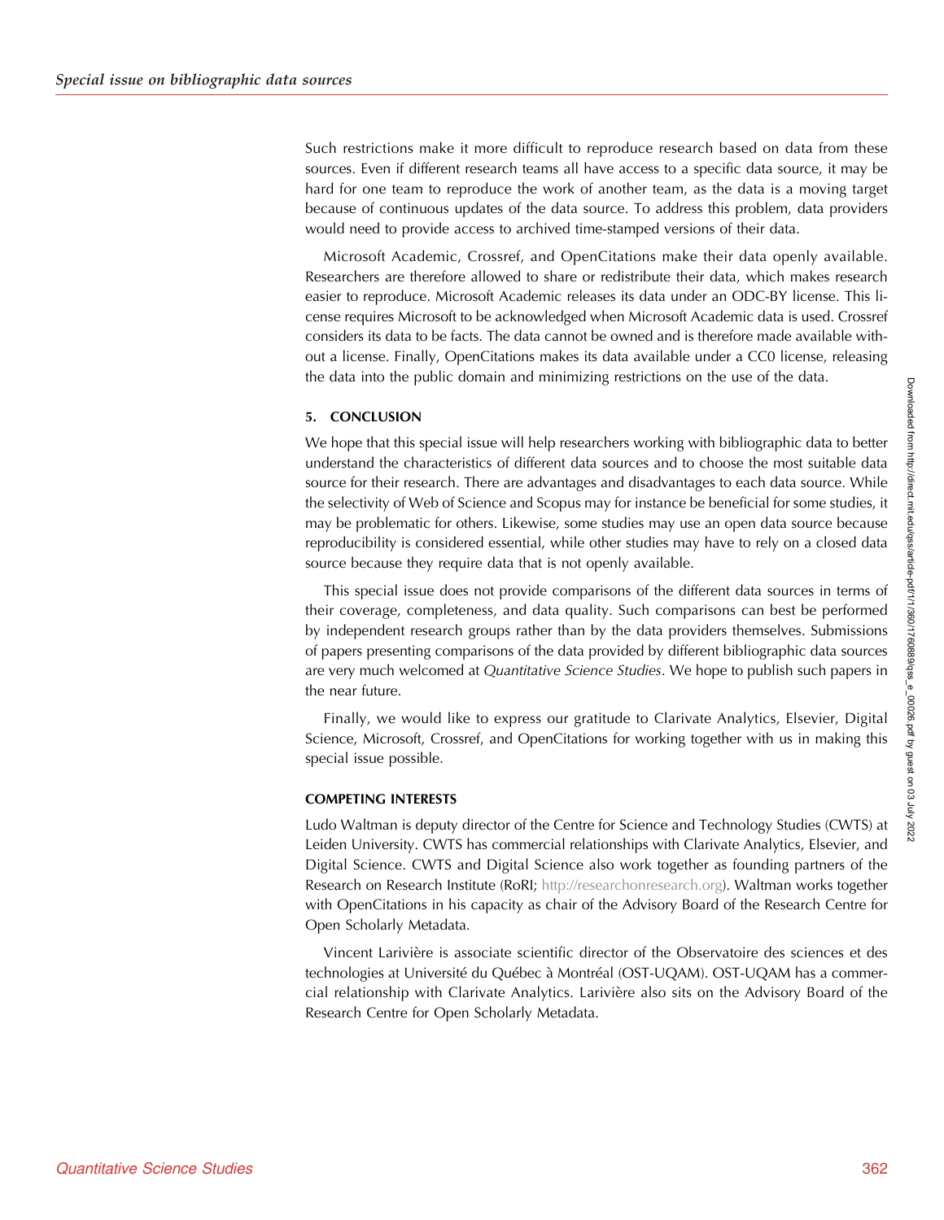Such restrictions make it more difficult to reproduce research based on data from these sources. Even if different research teams all have access to a specific data source, it may be hard for one team to reproduce the work of another team, as the data is a moving target because of continuous updates of the data source. To address this problem, data providers would need to provide access to archived time-stamped versions of their data.

Microsoft Academic, Crossref, and OpenCitations make their data openly available. Researchers are therefore allowed to share or redistribute their data, which makes research easier to reproduce. Microsoft Academic releases its data under an ODC-BY license. This license requires Microsoft to be acknowledged when Microsoft Academic data is used. Crossref considers its data to be facts. The data cannot be owned and is therefore made available without a license. Finally, OpenCitations makes its data available under a CC0 license, releasing the data into the public domain and minimizing restrictions on the use of the data.

## 5. CONCLUSION

We hope that this special issue will help researchers working with bibliographic data to better understand the characteristics of different data sources and to choose the most suitable data source for their research. There are advantages and disadvantages to each data source. While the selectivity of Web of Science and Scopus may for instance be beneficial for some studies, it may be problematic for others. Likewise, some studies may use an open data source because reproducibility is considered essential, while other studies may have to rely on a closed data source because they require data that is not openly available.

This special issue does not provide comparisons of the different data sources in terms of their coverage, completeness, and data quality. Such comparisons can best be performed by independent research groups rather than by the data providers themselves. Submissions of papers presenting comparisons of the data provided by different bibliographic data sources are very much welcomed at *Quantitative Science Studies*. We hope to publish such papers in the near future.

Finally, we would like to express our gratitude to Clarivate Analytics, Elsevier, Digital Science, Microsoft, Crossref, and OpenCitations for working together with us in making this special issue possible.

## COMPETING INTERESTS

Ludo Waltman is deputy director of the Centre for Science and Technology Studies (CWTS) at Leiden University. CWTS has commercial relationships with Clarivate Analytics, Elsevier, and Digital Science. CWTS and Digital Science also work together as founding partners of the Research on Research Institute (RoRI; http://researchonresearch.org). Waltman works together with OpenCitations in his capacity as chair of the Advisory Board of the Research Centre for Open Scholarly Metadata.

Vincent Larivière is associate scientific director of the Observatoire des sciences et des technologies at Université du Québec à Montréal (OST-UQAM). OST-UQAM has a commercial relationship with Clarivate Analytics. Larivière also sits on the Advisory Board of the Research Centre for Open Scholarly Metadata.